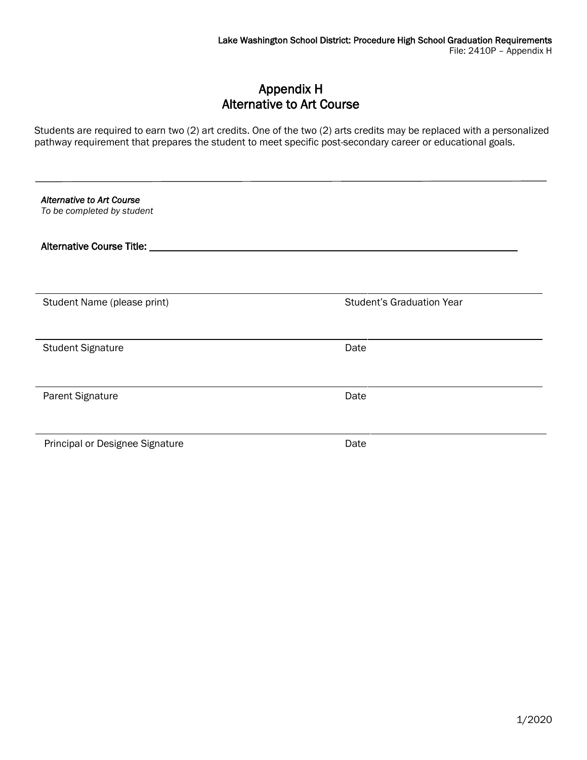# Appendix H
# Alternative to Art Course

Students are required to earn two (2) art credits. One of the two (2) arts credits may be replaced with a personalized pathway requirement that prepares the student to meet specific post-secondary career or educational goals.

---

*Alternative to Art Course*
*To be completed by student*

**Alternative Course Title:** ______________________________________________

| | |
|---|---|
| Student Name (please print) | Student's Graduation Year |
| Student Signature | Date |
| Parent Signature | Date |
| Principal or Designee Signature | Date |

1/2020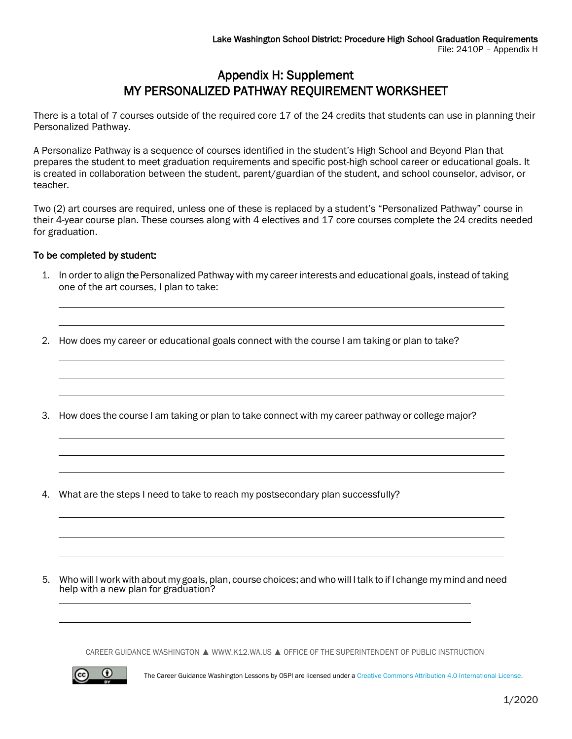# Appendix H: Supplement
# MY PERSONALIZED PATHWAY REQUIREMENT WORKSHEET

There is a total of 7 courses outside of the required core 17 of the 24 credits that students can use in planning their Personalized Pathway.

A Personalize Pathway is a sequence of courses identified in the student's High School and Beyond Plan that prepares the student to meet graduation requirements and specific post-high school career or educational goals. It is created in collaboration between the student, parent/guardian of the student, and school counselor, advisor, or teacher.

Two (2) art courses are required, unless one of these is replaced by a student's "Personalized Pathway" course in their 4-year course plan. These courses along with 4 electives and 17 core courses complete the 24 credits needed for graduation.

**To be completed by student:**

1. In order to align the Personalized Pathway with my career interests and educational goals, instead of taking one of the art courses, I plan to take:

   ______________________________________________________________________________

   ______________________________________________________________________________

2. How does my career or educational goals connect with the course I am taking or plan to take?

   ______________________________________________________________________________

   ______________________________________________________________________________

   ______________________________________________________________________________

3. How does the course I am taking or plan to take connect with my career pathway or college major?

   ______________________________________________________________________________

   ______________________________________________________________________________

   ______________________________________________________________________________

4. What are the steps I need to take to reach my postsecondary plan successfully?

   ______________________________________________________________________________

   ______________________________________________________________________________

   ______________________________________________________________________________

5. Who will I work with about my goals, plan, course choices; and who will I talk to if I change my mind and need help with a new plan for graduation?

   ______________________________________________________________________________

   ______________________________________________________________________________

CAREER GUIDANCE WASHINGTON ▲ WWW.K12.WA.US ▲ OFFICE OF THE SUPERINTENDENT OF PUBLIC INSTRUCTION

The Career Guidance Washington Lessons by OSPI are licensed under a Creative Commons Attribution 4.0 International License.

1/2020